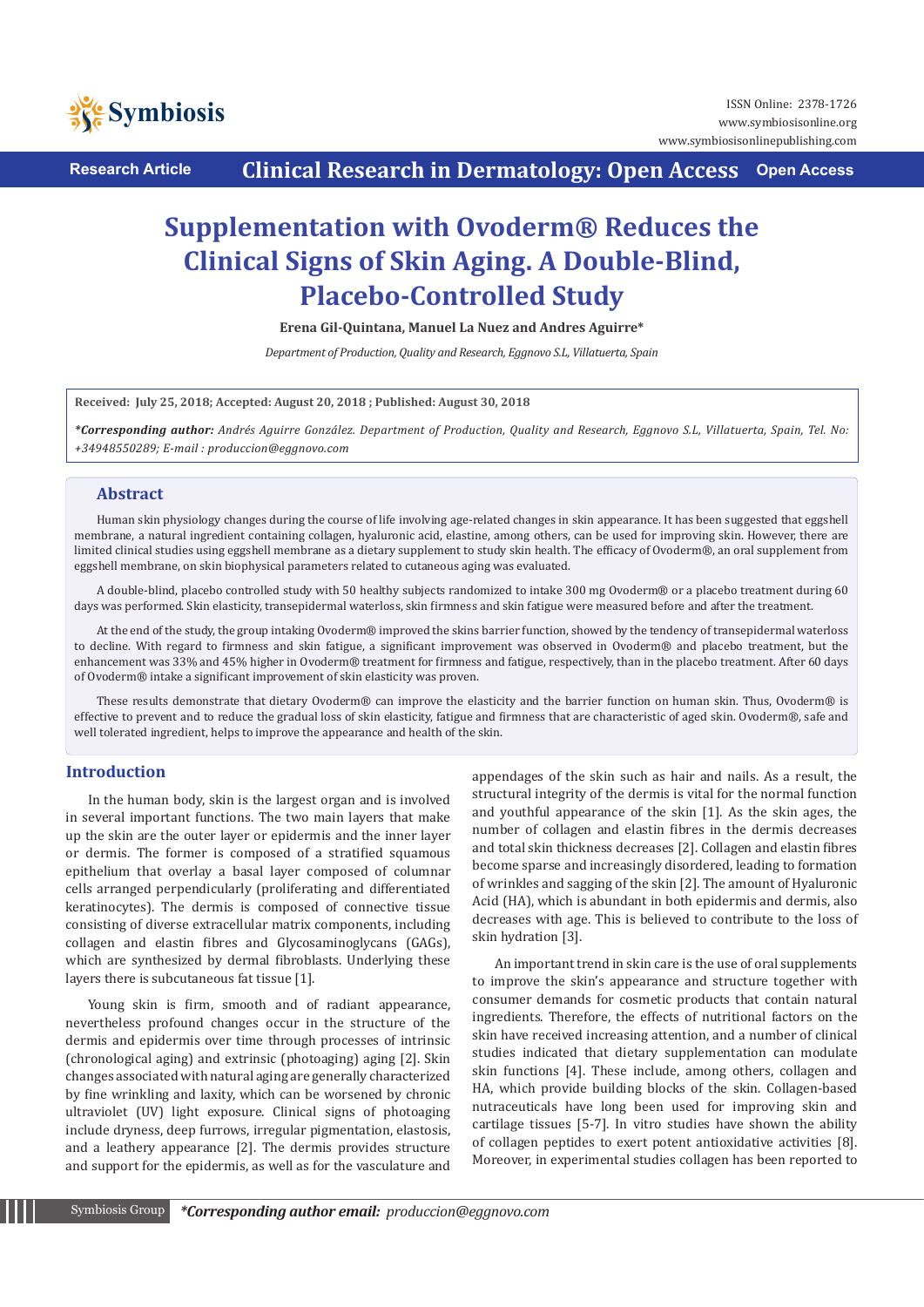Research Article | Clinical Research in Dermatology: Open Access | Open Access

ISSN Online: 2378-1726

# Supplementation with Ovoderm® Reduces the Clinical Signs of Skin Aging. A Double-Blind, Placebo-Controlled Study

**Erena Gil-Quintana, Manuel La Nuez and Andres Aguirre***

*Department of Production, Quality and Research, Eggnovo S.L, Villatuerta, Spain*

**Received: July 25, 2018; Accepted: August 20, 2018 ; Published: August 30, 2018**

***Corresponding author:** *Andrés Aguirre González. Department of Production, Quality and Research, Eggnovo S.L, Villatuerta, Spain, Tel. No: +34948550289; E-mail : produccion@eggnovo.com*

## Abstract

Human skin physiology changes during the course of life involving age-related changes in skin appearance. It has been suggested that eggshell membrane, a natural ingredient containing collagen, hyaluronic acid, elastine, among others, can be used for improving skin. However, there are limited clinical studies using eggshell membrane as a dietary supplement to study skin health. The efficacy of Ovoderm®, an oral supplement from eggshell membrane, on skin biophysical parameters related to cutaneous aging was evaluated.

A double-blind, placebo controlled study with 50 healthy subjects randomized to intake 300 mg Ovoderm® or a placebo treatment during 60 days was performed. Skin elasticity, transepidermal waterloss, skin firmness and skin fatigue were measured before and after the treatment.

At the end of the study, the group intaking Ovoderm® improved the skins barrier function, showed by the tendency of transepidermal waterloss to decline. With regard to firmness and skin fatigue, a significant improvement was observed in Ovoderm® and placebo treatment, but the enhancement was 33% and 45% higher in Ovoderm® treatment for firmness and fatigue, respectively, than in the placebo treatment. After 60 days of Ovoderm® intake a significant improvement of skin elasticity was proven.

These results demonstrate that dietary Ovoderm® can improve the elasticity and the barrier function on human skin. Thus, Ovoderm® is effective to prevent and to reduce the gradual loss of skin elasticity, fatigue and firmness that are characteristic of aged skin. Ovoderm®, safe and well tolerated ingredient, helps to improve the appearance and health of the skin.

## Introduction

In the human body, skin is the largest organ and is involved in several important functions. The two main layers that make up the skin are the outer layer or epidermis and the inner layer or dermis. The former is composed of a stratified squamous epithelium that overlay a basal layer composed of columnar cells arranged perpendicularly (proliferating and differentiated keratinocytes). The dermis is composed of connective tissue consisting of diverse extracellular matrix components, including collagen and elastin fibres and Glycosaminoglycans (GAGs), which are synthesized by dermal fibroblasts. Underlying these layers there is subcutaneous fat tissue [1].

Young skin is firm, smooth and of radiant appearance, nevertheless profound changes occur in the structure of the dermis and epidermis over time through processes of intrinsic (chronological aging) and extrinsic (photoaging) aging [2]. Skin changes associated with natural aging are generally characterized by fine wrinkling and laxity, which can be worsened by chronic ultraviolet (UV) light exposure. Clinical signs of photoaging include dryness, deep furrows, irregular pigmentation, elastosis, and a leathery appearance [2]. The dermis provides structure and support for the epidermis, as well as for the vasculature and appendages of the skin such as hair and nails. As a result, the structural integrity of the dermis is vital for the normal function and youthful appearance of the skin [1]. As the skin ages, the number of collagen and elastin fibres in the dermis decreases and total skin thickness decreases [2]. Collagen and elastin fibres become sparse and increasingly disordered, leading to formation of wrinkles and sagging of the skin [2]. The amount of Hyaluronic Acid (HA), which is abundant in both epidermis and dermis, also decreases with age. This is believed to contribute to the loss of skin hydration [3].

An important trend in skin care is the use of oral supplements to improve the skin's appearance and structure together with consumer demands for cosmetic products that contain natural ingredients. Therefore, the effects of nutritional factors on the skin have received increasing attention, and a number of clinical studies indicated that dietary supplementation can modulate skin functions [4]. These include, among others, collagen and HA, which provide building blocks of the skin. Collagen-based nutraceuticals have long been used for improving skin and cartilage tissues [5-7]. In vitro studies have shown the ability of collagen peptides to exert potent antioxidative activities [8]. Moreover, in experimental studies collagen has been reported to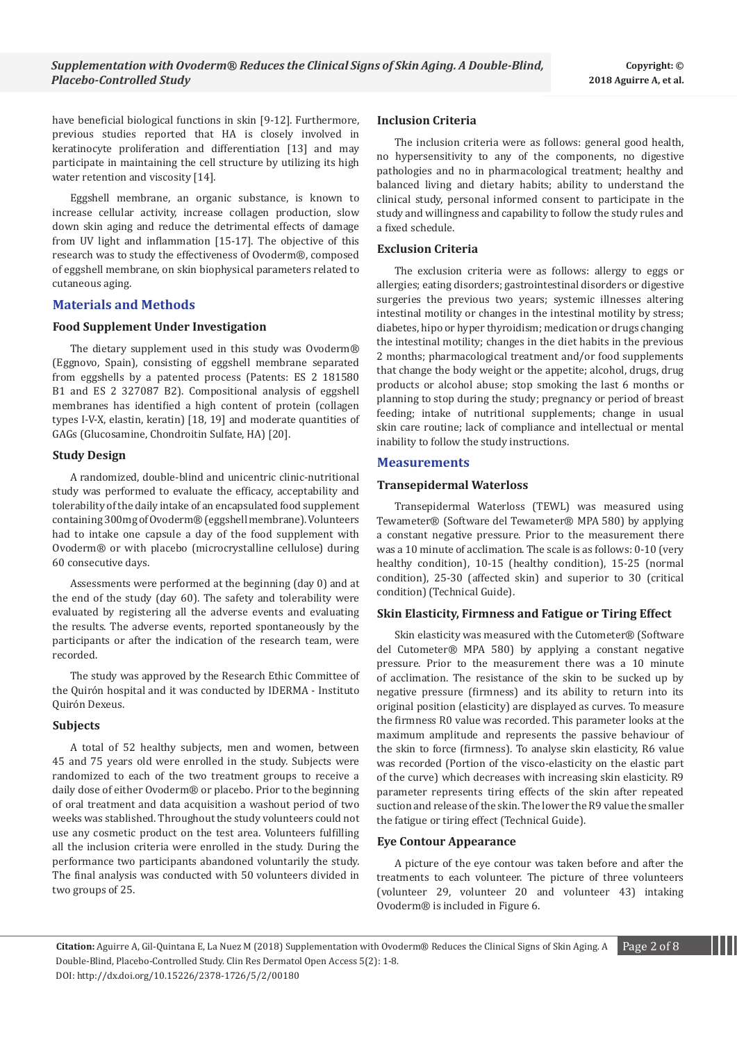have beneficial biological functions in skin [9-12]. Furthermore, previous studies reported that HA is closely involved in keratinocyte proliferation and differentiation [13] and may participate in maintaining the cell structure by utilizing its high water retention and viscosity [14].

Eggshell membrane, an organic substance, is known to increase cellular activity, increase collagen production, slow down skin aging and reduce the detrimental effects of damage from UV light and inflammation [15-17]. The objective of this research was to study the effectiveness of Ovoderm®, composed of eggshell membrane, on skin biophysical parameters related to cutaneous aging.

## Materials and Methods

### Food Supplement Under Investigation

The dietary supplement used in this study was Ovoderm® (Eggnovo, Spain), consisting of eggshell membrane separated from eggshells by a patented process (Patents: ES 2 181580 B1 and ES 2 327087 B2). Compositional analysis of eggshell membranes has identified a high content of protein (collagen types I-V-X, elastin, keratin) [18, 19] and moderate quantities of GAGs (Glucosamine, Chondroitin Sulfate, HA) [20].

### Study Design

A randomized, double-blind and unicentric clinic-nutritional study was performed to evaluate the efficacy, acceptability and tolerability of the daily intake of an encapsulated food supplement containing 300mg of Ovoderm® (eggshell membrane). Volunteers had to intake one capsule a day of the food supplement with Ovoderm® or with placebo (microcrystalline cellulose) during 60 consecutive days.

Assessments were performed at the beginning (day 0) and at the end of the study (day 60). The safety and tolerability were evaluated by registering all the adverse events and evaluating the results. The adverse events, reported spontaneously by the participants or after the indication of the research team, were recorded.

The study was approved by the Research Ethic Committee of the Quirón hospital and it was conducted by IDERMA - Instituto Quirón Dexeus.

### Subjects

A total of 52 healthy subjects, men and women, between 45 and 75 years old were enrolled in the study. Subjects were randomized to each of the two treatment groups to receive a daily dose of either Ovoderm® or placebo. Prior to the beginning of oral treatment and data acquisition a washout period of two weeks was stablished. Throughout the study volunteers could not use any cosmetic product on the test area. Volunteers fulfilling all the inclusion criteria were enrolled in the study. During the performance two participants abandoned voluntarily the study. The final analysis was conducted with 50 volunteers divided in two groups of 25.

### Inclusion Criteria

The inclusion criteria were as follows: general good health, no hypersensitivity to any of the components, no digestive pathologies and no in pharmacological treatment; healthy and balanced living and dietary habits; ability to understand the clinical study, personal informed consent to participate in the study and willingness and capability to follow the study rules and a fixed schedule.

### Exclusion Criteria

The exclusion criteria were as follows: allergy to eggs or allergies; eating disorders; gastrointestinal disorders or digestive surgeries the previous two years; systemic illnesses altering intestinal motility or changes in the intestinal motility by stress; diabetes, hipo or hyper thyroidism; medication or drugs changing the intestinal motility; changes in the diet habits in the previous 2 months; pharmacological treatment and/or food supplements that change the body weight or the appetite; alcohol, drugs, drug products or alcohol abuse; stop smoking the last 6 months or planning to stop during the study; pregnancy or period of breast feeding; intake of nutritional supplements; change in usual skin care routine; lack of compliance and intellectual or mental inability to follow the study instructions.

## Measurements

### Transepidermal Waterloss

Transepidermal Waterloss (TEWL) was measured using Tewameter® (Software del Tewameter® MPA 580) by applying a constant negative pressure. Prior to the measurement there was a 10 minute of acclimation. The scale is as follows: 0-10 (very healthy condition), 10-15 (healthy condition), 15-25 (normal condition), 25-30 (affected skin) and superior to 30 (critical condition) (Technical Guide).

### Skin Elasticity, Firmness and Fatigue or Tiring Effect

Skin elasticity was measured with the Cutometer® (Software del Cutometer® MPA 580) by applying a constant negative pressure. Prior to the measurement there was a 10 minute of acclimation. The resistance of the skin to be sucked up by negative pressure (firmness) and its ability to return into its original position (elasticity) are displayed as curves. To measure the firmness R0 value was recorded. This parameter looks at the maximum amplitude and represents the passive behaviour of the skin to force (firmness). To analyse skin elasticity, R6 value was recorded (Portion of the visco-elasticity on the elastic part of the curve) which decreases with increasing skin elasticity. R9 parameter represents tiring effects of the skin after repeated suction and release of the skin. The lower the R9 value the smaller the fatigue or tiring effect (Technical Guide).

### Eye Contour Appearance

A picture of the eye contour was taken before and after the treatments to each volunteer. The picture of three volunteers (volunteer 29, volunteer 20 and volunteer 43) intaking Ovoderm® is included in Figure 6.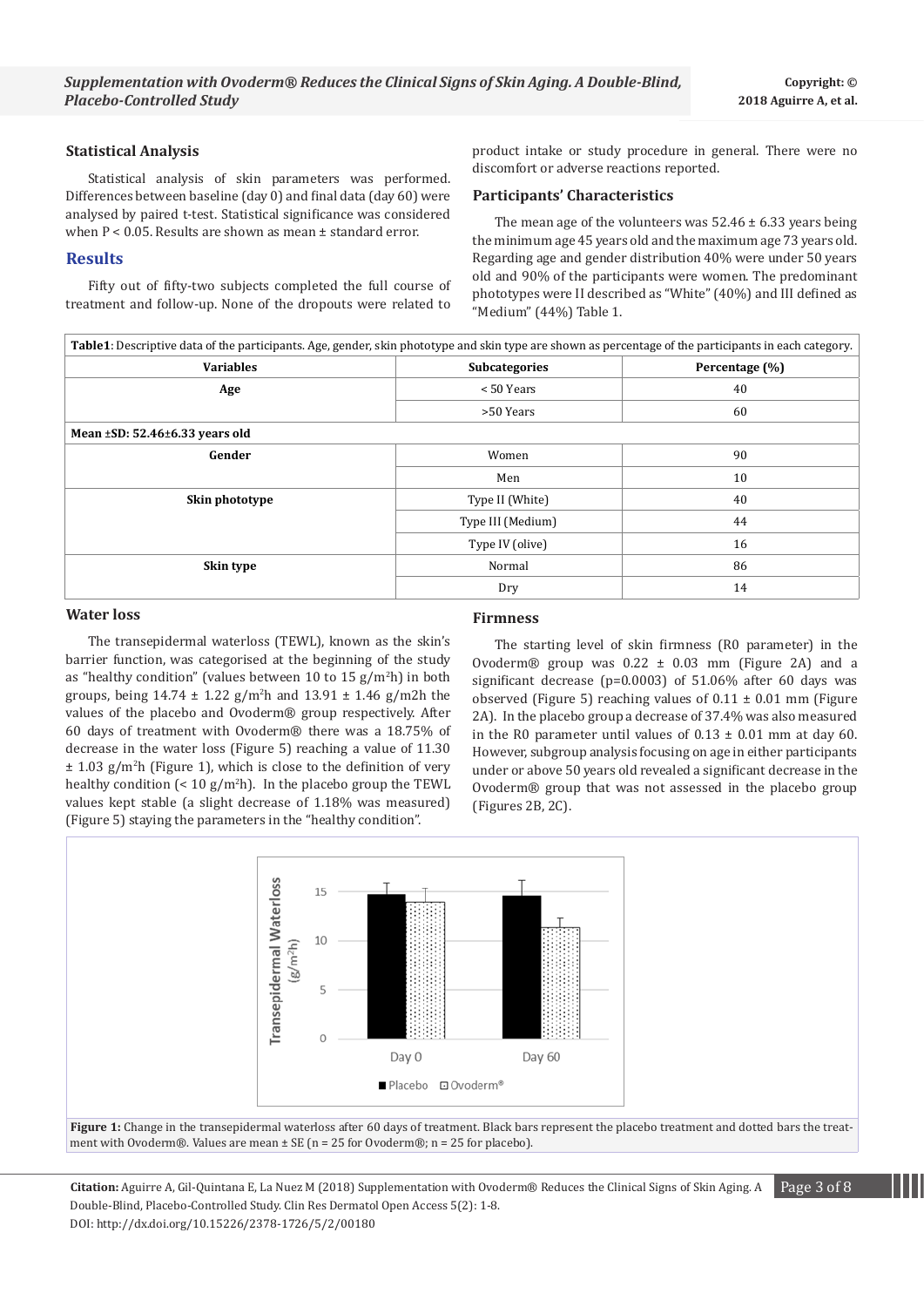### Statistical Analysis

Statistical analysis of skin parameters was performed. Differences between baseline (day 0) and final data (day 60) were analysed by paired t-test. Statistical significance was considered when P < 0.05. Results are shown as mean ± standard error.

## Results

Fifty out of fifty-two subjects completed the full course of treatment and follow-up. None of the dropouts were related to product intake or study procedure in general. There were no discomfort or adverse reactions reported.

### Participants' Characteristics

The mean age of the volunteers was 52.46 ± 6.33 years being the minimum age 45 years old and the maximum age 73 years old. Regarding age and gender distribution 40% were under 50 years old and 90% of the participants were women. The predominant phototypes were II described as "White" (40%) and III defined as "Medium" (44%) Table 1.

**Table1**: Descriptive data of the participants. Age, gender, skin phototype and skin type are shown as percentage of the participants in each category.

| Variables | Subcategories | Percentage (%) |
|---|---|---|
| **Age** | < 50 Years | 40 |
| | >50 Years | 60 |
| **Mean ±SD: 52.46±6.33 years old** | | |
| **Gender** | Women | 90 |
| | Men | 10 |
| **Skin phototype** | Type II (White) | 40 |
| | Type III (Medium) | 44 |
| | Type IV (olive) | 16 |
| **Skin type** | Normal | 86 |
| | Dry | 14 |

### Water loss

The transepidermal waterloss (TEWL), known as the skin's barrier function, was categorised at the beginning of the study as "healthy condition" (values between 10 to 15 g/m$^2$h) in both groups, being 14.74 ± 1.22 g/m$^2$h and 13.91 ± 1.46 g/m2h the values of the placebo and Ovoderm® group respectively. After 60 days of treatment with Ovoderm® there was a 18.75% of decrease in the water loss (Figure 5) reaching a value of 11.30 ± 1.03 g/m$^2$h (Figure 1), which is close to the definition of very healthy condition (< 10 g/m$^2$h). In the placebo group the TEWL values kept stable (a slight decrease of 1.18% was measured) (Figure 5) staying the parameters in the "healthy condition".

### Firmness

The starting level of skin firmness (R0 parameter) in the Ovoderm® group was 0.22 ± 0.03 mm (Figure 2A) and a significant decrease (p=0.0003) of 51.06% after 60 days was observed (Figure 5) reaching values of 0.11 ± 0.01 mm (Figure 2A). In the placebo group a decrease of 37.4% was also measured in the R0 parameter until values of 0.13 ± 0.01 mm at day 60. However, subgroup analysis focusing on age in either participants under or above 50 years old revealed a significant decrease in the Ovoderm® group that was not assessed in the placebo group (Figures 2B, 2C).

**Figure 1:** Change in the transepidermal waterloss after 60 days of treatment. Black bars represent the placebo treatment and dotted bars the treatment with Ovoderm®. Values are mean ± SE (n = 25 for Ovoderm®; n = 25 for placebo).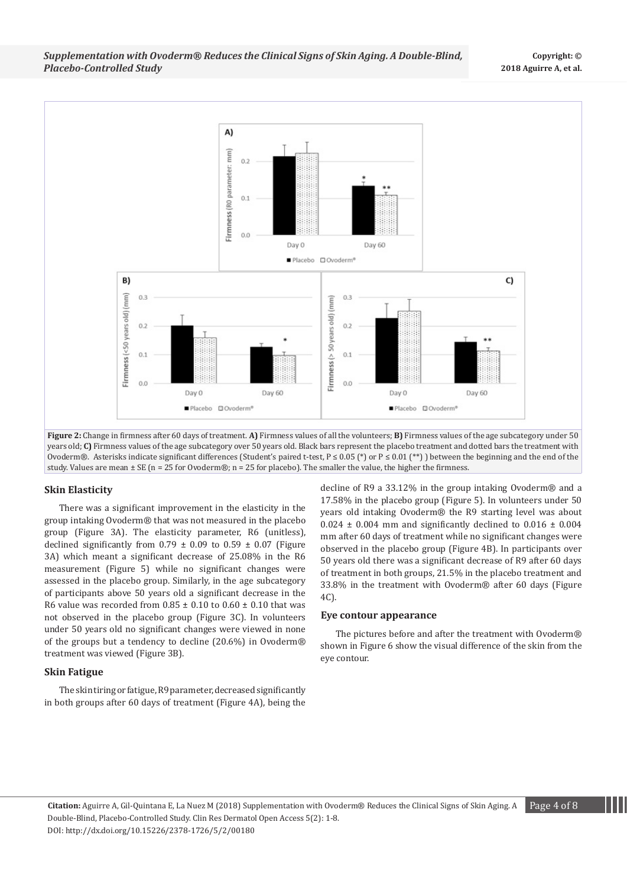**Figure 2:** Change in firmness after 60 days of treatment. **A)** Firmness values of all the volunteers; **B)** Firmness values of the age subcategory under 50 years old; **C)** Firmness values of the age subcategory over 50 years old. Black bars represent the placebo treatment and dotted bars the treatment with Ovoderm®. Asterisks indicate significant differences (Student's paired t-test, P ≤ 0.05 (*) or P ≤ 0.01 (**) ) between the beginning and the end of the study. Values are mean ± SE (n = 25 for Ovoderm®; n = 25 for placebo). The smaller the value, the higher the firmness.

### Skin Elasticity

There was a significant improvement in the elasticity in the group intaking Ovoderm® that was not measured in the placebo group (Figure 3A). The elasticity parameter, R6 (unitless), declined significantly from 0.79 ± 0.09 to 0.59 ± 0.07 (Figure 3A) which meant a significant decrease of 25.08% in the R6 measurement (Figure 5) while no significant changes were assessed in the placebo group. Similarly, in the age subcategory of participants above 50 years old a significant decrease in the R6 value was recorded from 0.85 ± 0.10 to 0.60 ± 0.10 that was not observed in the placebo group (Figure 3C). In volunteers under 50 years old no significant changes were viewed in none of the groups but a tendency to decline (20.6%) in Ovoderm® treatment was viewed (Figure 3B).

### Skin Fatigue

The skin tiring or fatigue, R9 parameter, decreased significantly in both groups after 60 days of treatment (Figure 4A), being the decline of R9 a 33.12% in the group intaking Ovoderm® and a 17.58% in the placebo group (Figure 5). In volunteers under 50 years old intaking Ovoderm® the R9 starting level was about 0.024 ± 0.004 mm and significantly declined to 0.016 ± 0.004 mm after 60 days of treatment while no significant changes were observed in the placebo group (Figure 4B). In participants over 50 years old there was a significant decrease of R9 after 60 days of treatment in both groups, 21.5% in the placebo treatment and 33.8% in the treatment with Ovoderm® after 60 days (Figure 4C).

### Eye contour appearance

The pictures before and after the treatment with Ovoderm® shown in Figure 6 show the visual difference of the skin from the eye contour.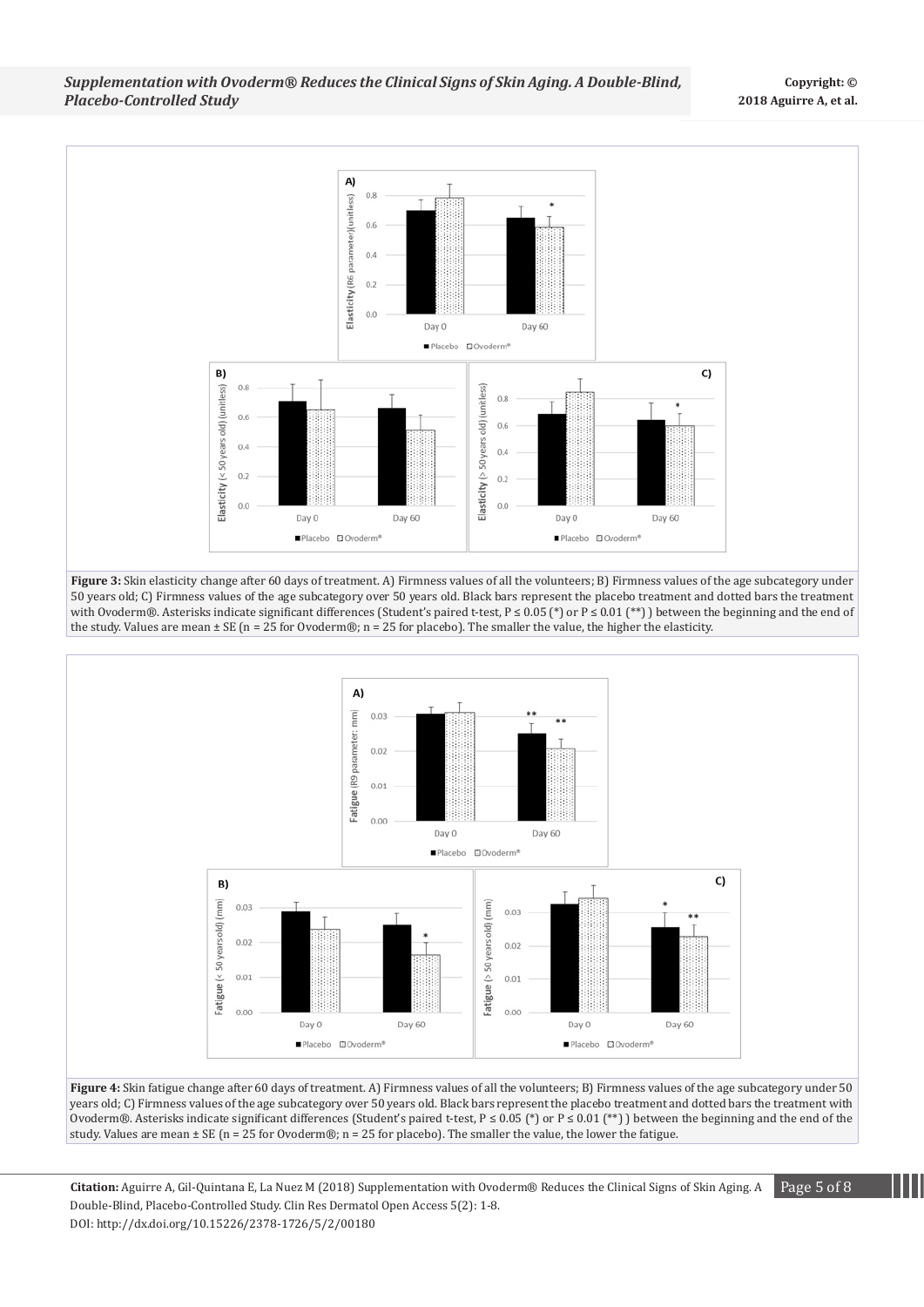Figure 3: Skin elasticity change after 60 days of treatment. A) Firmness values of all the volunteers; B) Firmness values of the age subcategory under 50 years old; C) Firmness values of the age subcategory over 50 years old. Black bars represent the placebo treatment and dotted bars the treatment with Ovoderm®. Asterisks indicate significant differences (Student's paired t-test, P ≤ 0.05 (*) or P ≤ 0.01 (**) ) between the beginning and the end of the study. Values are mean ± SE (n = 25 for Ovoderm®; n = 25 for placebo). The smaller the value, the higher the elasticity.

Figure 4: Skin fatigue change after 60 days of treatment. A) Firmness values of all the volunteers; B) Firmness values of the age subcategory under 50 years old; C) Firmness values of the age subcategory over 50 years old. Black bars represent the placebo treatment and dotted bars the treatment with Ovoderm®. Asterisks indicate significant differences (Student's paired t-test, P ≤ 0.05 (*) or P ≤ 0.01 (**) ) between the beginning and the end of the study. Values are mean ± SE (n = 25 for Ovoderm®; n = 25 for placebo). The smaller the value, the lower the fatigue.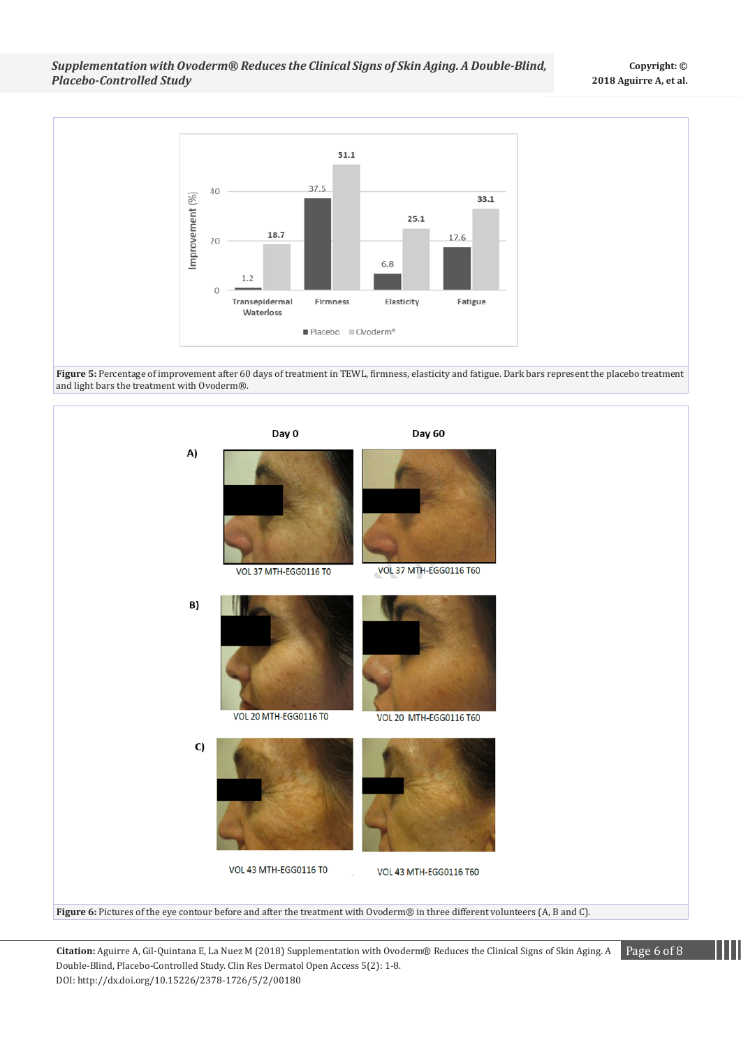Figure 5: Percentage of improvement after 60 days of treatment in TEWL, firmness, elasticity and fatigue. Dark bars represent the placebo treatment and light bars the treatment with Ovoderm®.

Figure 6: Pictures of the eye contour before and after the treatment with Ovoderm® in three different volunteers (A, B and C).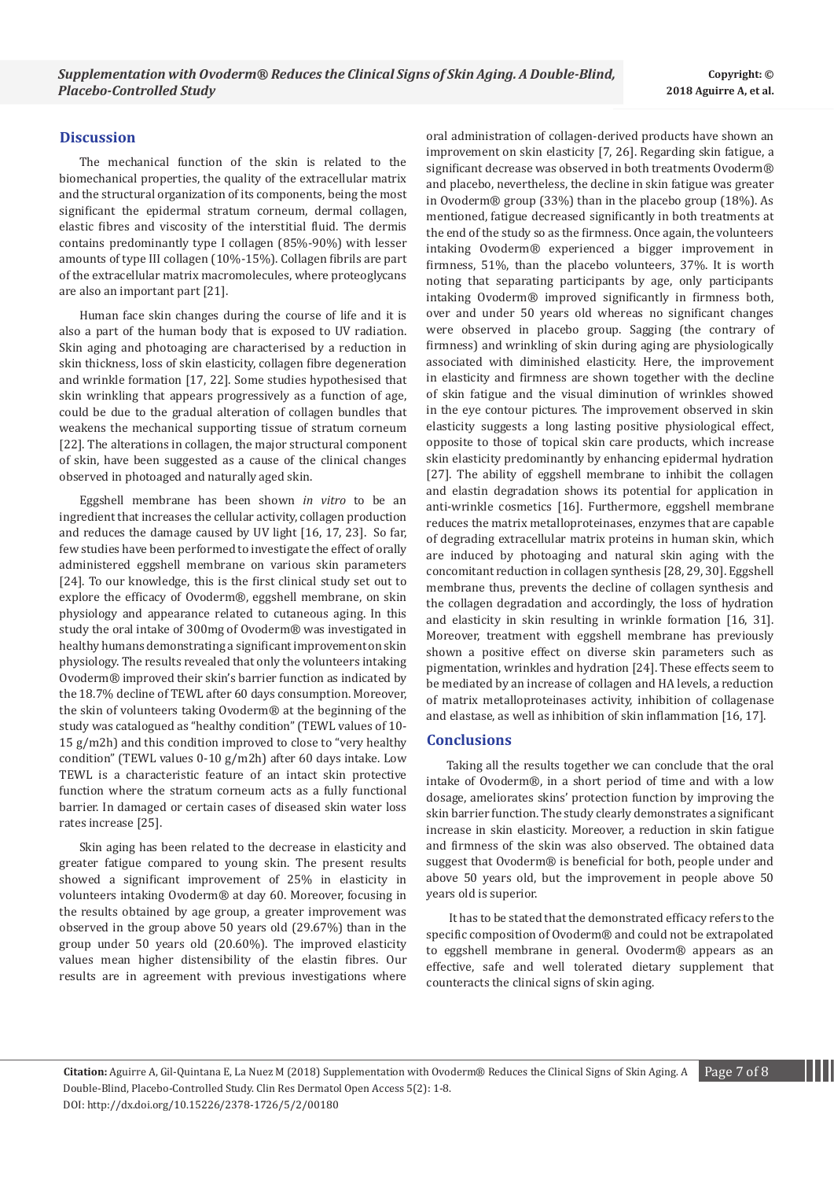## Discussion

The mechanical function of the skin is related to the biomechanical properties, the quality of the extracellular matrix and the structural organization of its components, being the most significant the epidermal stratum corneum, dermal collagen, elastic fibres and viscosity of the interstitial fluid. The dermis contains predominantly type I collagen (85%-90%) with lesser amounts of type III collagen (10%-15%). Collagen fibrils are part of the extracellular matrix macromolecules, where proteoglycans are also an important part [21].

Human face skin changes during the course of life and it is also a part of the human body that is exposed to UV radiation. Skin aging and photoaging are characterised by a reduction in skin thickness, loss of skin elasticity, collagen fibre degeneration and wrinkle formation [17, 22]. Some studies hypothesised that skin wrinkling that appears progressively as a function of age, could be due to the gradual alteration of collagen bundles that weakens the mechanical supporting tissue of stratum corneum [22]. The alterations in collagen, the major structural component of skin, have been suggested as a cause of the clinical changes observed in photoaged and naturally aged skin.

Eggshell membrane has been shown *in vitro* to be an ingredient that increases the cellular activity, collagen production and reduces the damage caused by UV light [16, 17, 23]. So far, few studies have been performed to investigate the effect of orally administered eggshell membrane on various skin parameters [24]. To our knowledge, this is the first clinical study set out to explore the efficacy of Ovoderm®, eggshell membrane, on skin physiology and appearance related to cutaneous aging. In this study the oral intake of 300mg of Ovoderm® was investigated in healthy humans demonstrating a significant improvement on skin physiology. The results revealed that only the volunteers intaking Ovoderm® improved their skin's barrier function as indicated by the 18.7% decline of TEWL after 60 days consumption. Moreover, the skin of volunteers taking Ovoderm® at the beginning of the study was catalogued as "healthy condition" (TEWL values of 10-15 g/m2h) and this condition improved to close to "very healthy condition" (TEWL values 0-10 g/m2h) after 60 days intake. Low TEWL is a characteristic feature of an intact skin protective function where the stratum corneum acts as a fully functional barrier. In damaged or certain cases of diseased skin water loss rates increase [25].

Skin aging has been related to the decrease in elasticity and greater fatigue compared to young skin. The present results showed a significant improvement of 25% in elasticity in volunteers intaking Ovoderm® at day 60. Moreover, focusing in the results obtained by age group, a greater improvement was observed in the group above 50 years old (29.67%) than in the group under 50 years old (20.60%). The improved elasticity values mean higher distensibility of the elastin fibres. Our results are in agreement with previous investigations where oral administration of collagen-derived products have shown an improvement on skin elasticity [7, 26]. Regarding skin fatigue, a significant decrease was observed in both treatments Ovoderm® and placebo, nevertheless, the decline in skin fatigue was greater in Ovoderm® group (33%) than in the placebo group (18%). As mentioned, fatigue decreased significantly in both treatments at the end of the study so as the firmness. Once again, the volunteers intaking Ovoderm® experienced a bigger improvement in firmness, 51%, than the placebo volunteers, 37%. It is worth noting that separating participants by age, only participants intaking Ovoderm® improved significantly in firmness both, over and under 50 years old whereas no significant changes were observed in placebo group. Sagging (the contrary of firmness) and wrinkling of skin during aging are physiologically associated with diminished elasticity. Here, the improvement in elasticity and firmness are shown together with the decline of skin fatigue and the visual diminution of wrinkles showed in the eye contour pictures. The improvement observed in skin elasticity suggests a long lasting positive physiological effect, opposite to those of topical skin care products, which increase skin elasticity predominantly by enhancing epidermal hydration [27]. The ability of eggshell membrane to inhibit the collagen and elastin degradation shows its potential for application in anti-wrinkle cosmetics [16]. Furthermore, eggshell membrane reduces the matrix metalloproteinases, enzymes that are capable of degrading extracellular matrix proteins in human skin, which are induced by photoaging and natural skin aging with the concomitant reduction in collagen synthesis [28, 29, 30]. Eggshell membrane thus, prevents the decline of collagen synthesis and the collagen degradation and accordingly, the loss of hydration and elasticity in skin resulting in wrinkle formation [16, 31]. Moreover, treatment with eggshell membrane has previously shown a positive effect on diverse skin parameters such as pigmentation, wrinkles and hydration [24]. These effects seem to be mediated by an increase of collagen and HA levels, a reduction of matrix metalloproteinases activity, inhibition of collagenase and elastase, as well as inhibition of skin inflammation [16, 17].

## Conclusions

Taking all the results together we can conclude that the oral intake of Ovoderm®, in a short period of time and with a low dosage, ameliorates skins' protection function by improving the skin barrier function. The study clearly demonstrates a significant increase in skin elasticity. Moreover, a reduction in skin fatigue and firmness of the skin was also observed. The obtained data suggest that Ovoderm® is beneficial for both, people under and above 50 years old, but the improvement in people above 50 years old is superior.

It has to be stated that the demonstrated efficacy refers to the specific composition of Ovoderm® and could not be extrapolated to eggshell membrane in general. Ovoderm® appears as an effective, safe and well tolerated dietary supplement that counteracts the clinical signs of skin aging.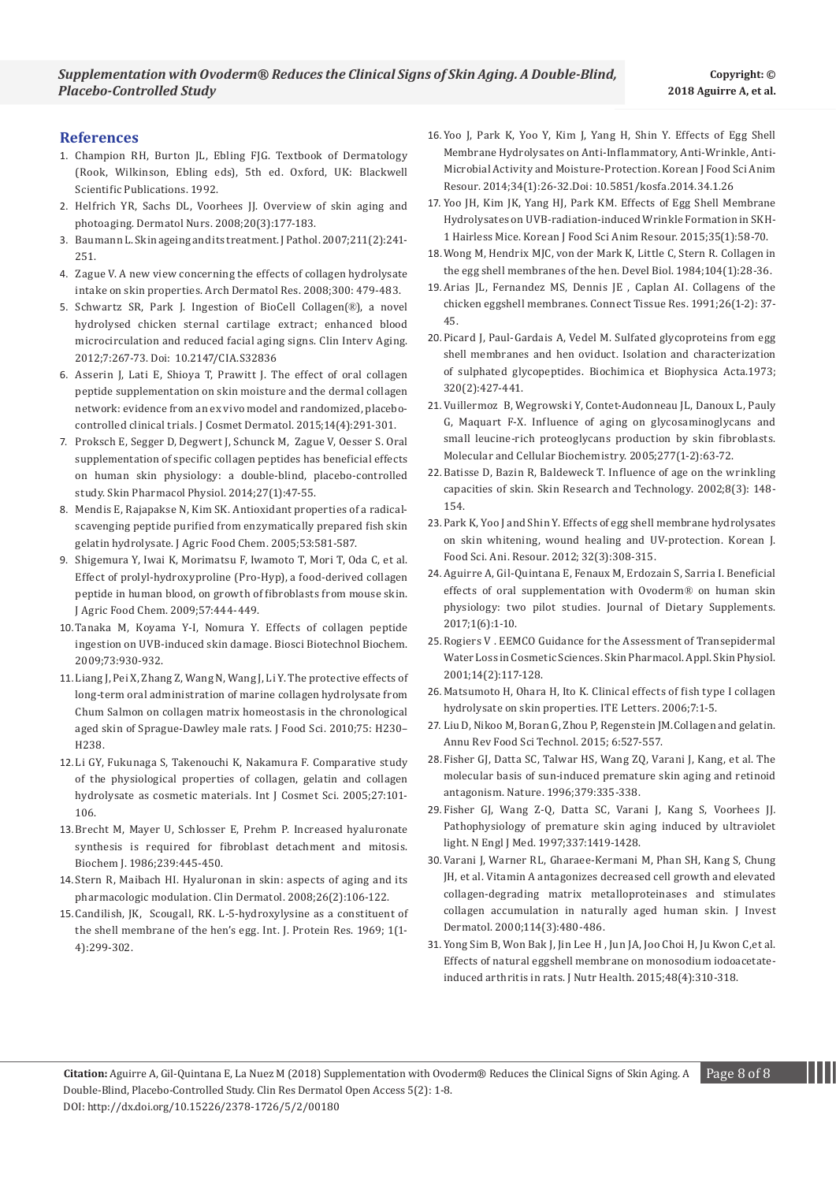## References

1. Champion RH, Burton JL, Ebling FJG. Textbook of Dermatology (Rook, Wilkinson, Ebling eds), 5th ed. Oxford, UK: Blackwell Scientific Publications. 1992.
2. Helfrich YR, Sachs DL, Voorhees JJ. Overview of skin aging and photoaging. Dermatol Nurs. 2008;20(3):177-183.
3. Baumann L. Skin ageing and its treatment. J Pathol. 2007;211(2):241-251.
4. Zague V. A new view concerning the effects of collagen hydrolysate intake on skin properties. Arch Dermatol Res. 2008;300: 479-483.
5. Schwartz SR, Park J. Ingestion of BioCell Collagen(®), a novel hydrolysed chicken sternal cartilage extract; enhanced blood microcirculation and reduced facial aging signs. Clin Interv Aging. 2012;7:267-73. Doi: 10.2147/CIA.S32836
6. Asserin J, Lati E, Shioya T, Prawitt J. The effect of oral collagen peptide supplementation on skin moisture and the dermal collagen network: evidence from an ex vivo model and randomized, placebo-controlled clinical trials. J Cosmet Dermatol. 2015;14(4):291-301.
7. Proksch E, Segger D, Degwert J, Schunck M, Zague V, Oesser S. Oral supplementation of specific collagen peptides has beneficial effects on human skin physiology: a double-blind, placebo-controlled study. Skin Pharmacol Physiol. 2014;27(1):47-55.
8. Mendis E, Rajapakse N, Kim SK. Antioxidant properties of a radical-scavenging peptide purified from enzymatically prepared fish skin gelatin hydrolysate. J Agric Food Chem. 2005;53:581-587.
9. Shigemura Y, Iwai K, Morimatsu F, Iwamoto T, Mori T, Oda C, et al. Effect of prolyl-hydroxyproline (Pro-Hyp), a food-derived collagen peptide in human blood, on growth of fibroblasts from mouse skin. J Agric Food Chem. 2009;57:444-449.
10. Tanaka M, Koyama Y-I, Nomura Y. Effects of collagen peptide ingestion on UVB-induced skin damage. Biosci Biotechnol Biochem. 2009;73:930-932.
11. Liang J, Pei X, Zhang Z, Wang N, Wang J, Li Y. The protective effects of long-term oral administration of marine collagen hydrolysate from Chum Salmon on collagen matrix homeostasis in the chronological aged skin of Sprague-Dawley male rats. J Food Sci. 2010;75: H230–H238.
12. Li GY, Fukunaga S, Takenouchi K, Nakamura F. Comparative study of the physiological properties of collagen, gelatin and collagen hydrolysate as cosmetic materials. Int J Cosmet Sci. 2005;27:101-106.
13. Brecht M, Mayer U, Schlosser E, Prehm P. Increased hyaluronate synthesis is required for fibroblast detachment and mitosis. Biochem J. 1986;239:445-450.
14. Stern R, Maibach HI. Hyaluronan in skin: aspects of aging and its pharmacologic modulation. Clin Dermatol. 2008;26(2):106-122.
15. Candilish, JK, Scougall, RK. L-5-hydroxylysine as a constituent of the shell membrane of the hen's egg. Int. J. Protein Res. 1969; 1(1-4):299-302.
16. Yoo J, Park K, Yoo Y, Kim J, Yang H, Shin Y. Effects of Egg Shell Membrane Hydrolysates on Anti-Inflammatory, Anti-Wrinkle, Anti-Microbial Activity and Moisture-Protection. Korean J Food Sci Anim Resour. 2014;34(1):26-32.Doi: 10.5851/kosfa.2014.34.1.26
17. Yoo JH, Kim JK, Yang HJ, Park KM. Effects of Egg Shell Membrane Hydrolysates on UVB-radiation-induced Wrinkle Formation in SKH-1 Hairless Mice. Korean J Food Sci Anim Resour. 2015;35(1):58-70.
18. Wong M, Hendrix MJC, von der Mark K, Little C, Stern R. Collagen in the egg shell membranes of the hen. Devel Biol. 1984;104(1):28-36.
19. Arias JL, Fernandez MS, Dennis JE , Caplan AI. Collagens of the chicken eggshell membranes. Connect Tissue Res. 1991;26(1-2): 37-45.
20. Picard J, Paul-Gardais A, Vedel M. Sulfated glycoproteins from egg shell membranes and hen oviduct. Isolation and characterization of sulphated glycopeptides. Biochimica et Biophysica Acta.1973; 320(2):427-441.
21. Vuillermoz B, Wegrowski Y, Contet-Audonneau JL, Danoux L, Pauly G, Maquart F-X. Influence of aging on glycosaminoglycans and small leucine-rich proteoglycans production by skin fibroblasts. Molecular and Cellular Biochemistry. 2005;277(1-2):63-72.
22. Batisse D, Bazin R, Baldeweck T. Influence of age on the wrinkling capacities of skin. Skin Research and Technology. 2002;8(3): 148-154.
23. Park K, Yoo J and Shin Y. Effects of egg shell membrane hydrolysates on skin whitening, wound healing and UV-protection. Korean J. Food Sci. Ani. Resour. 2012; 32(3):308-315.
24. Aguirre A, Gil-Quintana E, Fenaux M, Erdozain S, Sarria I. Beneficial effects of oral supplementation with Ovoderm® on human skin physiology: two pilot studies. Journal of Dietary Supplements. 2017;1(6):1-10.
25. Rogiers V . EEMCO Guidance for the Assessment of Transepidermal Water Loss in Cosmetic Sciences. Skin Pharmacol. Appl. Skin Physiol. 2001;14(2):117-128.
26. Matsumoto H, Ohara H, Ito K. Clinical effects of fish type I collagen hydrolysate on skin properties. ITE Letters. 2006;7:1-5.
27. Liu D, Nikoo M, Boran G, Zhou P, Regenstein JM.Collagen and gelatin. Annu Rev Food Sci Technol. 2015; 6:527-557.
28. Fisher GJ, Datta SC, Talwar HS, Wang ZQ, Varani J, Kang, et al. The molecular basis of sun-induced premature skin aging and retinoid antagonism. Nature. 1996;379:335-338.
29. Fisher GJ, Wang Z-Q, Datta SC, Varani J, Kang S, Voorhees JJ. Pathophysiology of premature skin aging induced by ultraviolet light. N Engl J Med. 1997;337:1419-1428.
30. Varani J, Warner RL, Gharaee-Kermani M, Phan SH, Kang S, Chung JH, et al. Vitamin A antagonizes decreased cell growth and elevated collagen-degrading matrix metalloproteinases and stimulates collagen accumulation in naturally aged human skin. J Invest Dermatol. 2000;114(3):480-486.
31. Yong Sim B, Won Bak J, Jin Lee H , Jun JA, Joo Choi H, Ju Kwon C,et al. Effects of natural eggshell membrane on monosodium iodoacetate-induced arthritis in rats. J Nutr Health. 2015;48(4):310-318.